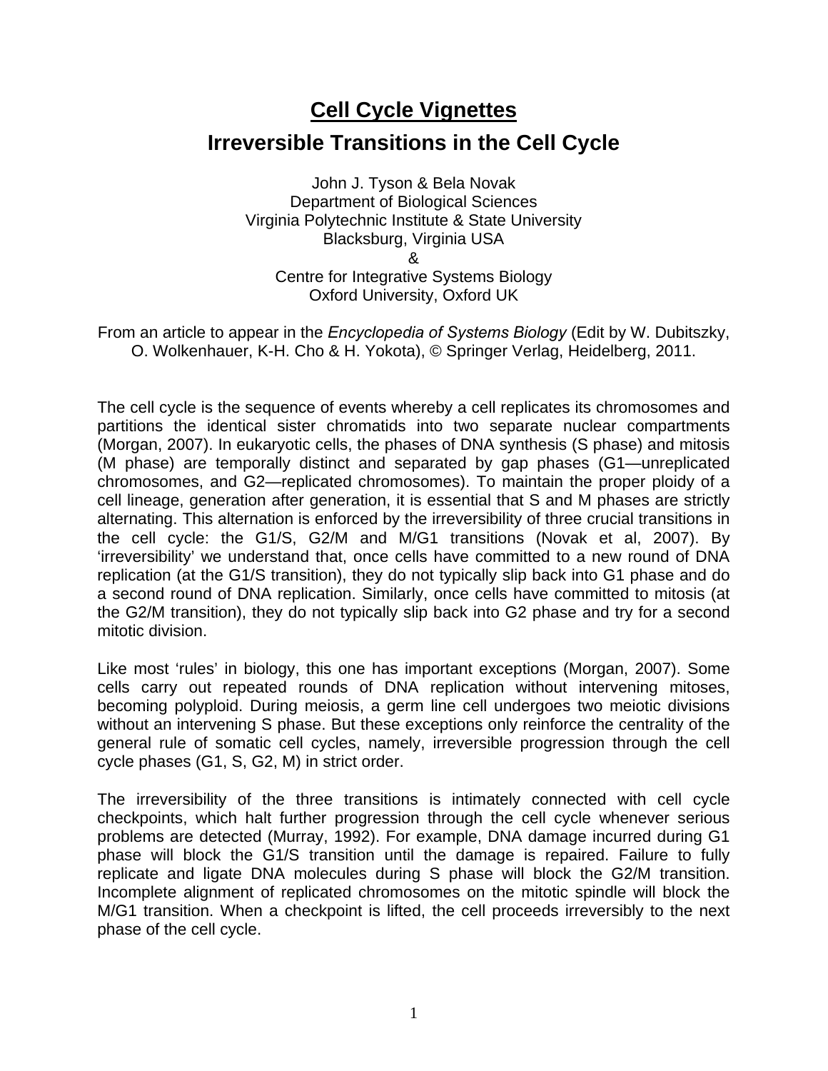# Cell Cycle Vignettes

## Irreversible Transitions in the Cell Cycle

John J. Tyson & Bela Novak
Department of Biological Sciences
Virginia Polytechnic Institute & State University
Blacksburg, Virginia USA
&
Centre for Integrative Systems Biology
Oxford University, Oxford UK

From an article to appear in the *Encyclopedia of Systems Biology* (Edit by W. Dubitszky, O. Wolkenhauer, K-H. Cho & H. Yokota), © Springer Verlag, Heidelberg, 2011.

The cell cycle is the sequence of events whereby a cell replicates its chromosomes and partitions the identical sister chromatids into two separate nuclear compartments (Morgan, 2007). In eukaryotic cells, the phases of DNA synthesis (S phase) and mitosis (M phase) are temporally distinct and separated by gap phases (G1—unreplicated chromosomes, and G2—replicated chromosomes). To maintain the proper ploidy of a cell lineage, generation after generation, it is essential that S and M phases are strictly alternating. This alternation is enforced by the irreversibility of three crucial transitions in the cell cycle: the G1/S, G2/M and M/G1 transitions (Novak et al, 2007). By 'irreversibility' we understand that, once cells have committed to a new round of DNA replication (at the G1/S transition), they do not typically slip back into G1 phase and do a second round of DNA replication. Similarly, once cells have committed to mitosis (at the G2/M transition), they do not typically slip back into G2 phase and try for a second mitotic division.

Like most 'rules' in biology, this one has important exceptions (Morgan, 2007). Some cells carry out repeated rounds of DNA replication without intervening mitoses, becoming polyploid. During meiosis, a germ line cell undergoes two meiotic divisions without an intervening S phase. But these exceptions only reinforce the centrality of the general rule of somatic cell cycles, namely, irreversible progression through the cell cycle phases (G1, S, G2, M) in strict order.

The irreversibility of the three transitions is intimately connected with cell cycle checkpoints, which halt further progression through the cell cycle whenever serious problems are detected (Murray, 1992). For example, DNA damage incurred during G1 phase will block the G1/S transition until the damage is repaired. Failure to fully replicate and ligate DNA molecules during S phase will block the G2/M transition. Incomplete alignment of replicated chromosomes on the mitotic spindle will block the M/G1 transition. When a checkpoint is lifted, the cell proceeds irreversibly to the next phase of the cell cycle.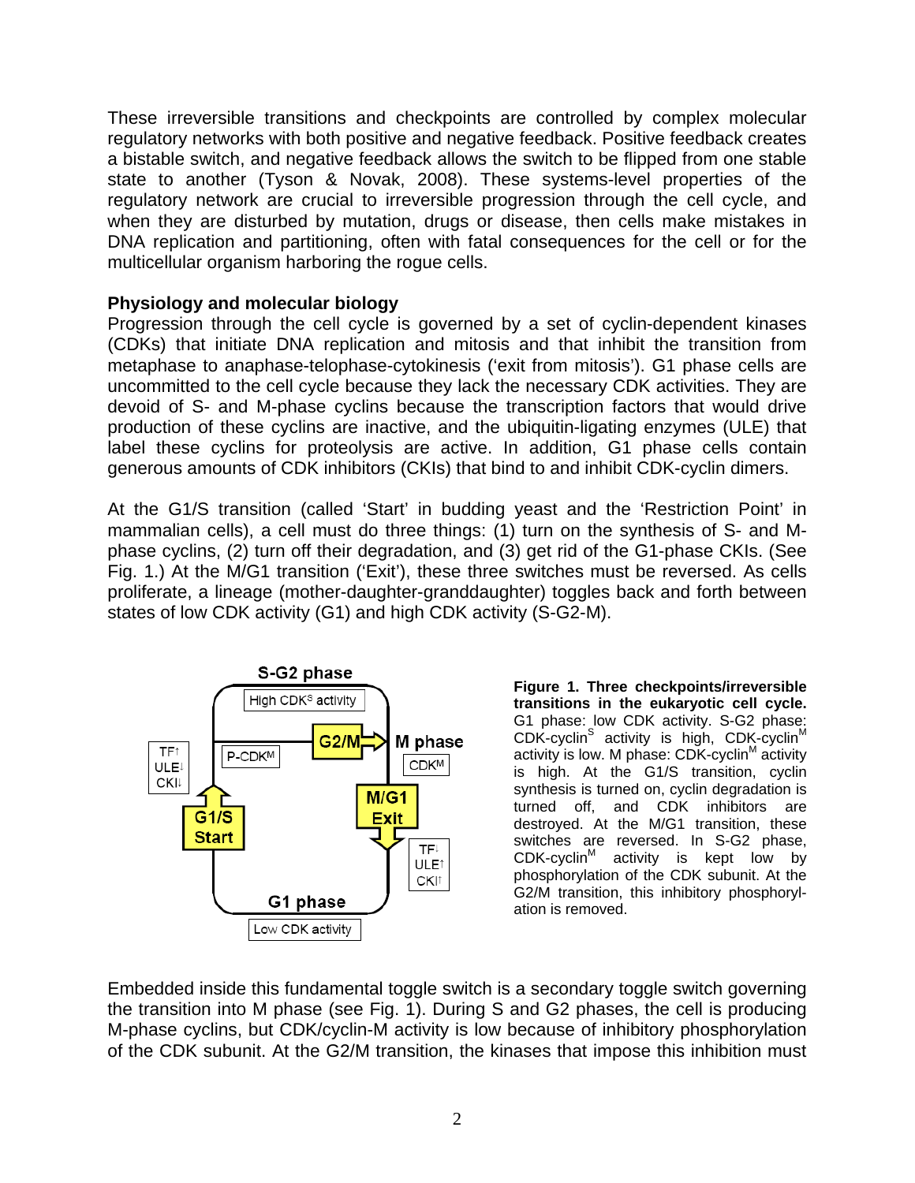These irreversible transitions and checkpoints are controlled by complex molecular regulatory networks with both positive and negative feedback. Positive feedback creates a bistable switch, and negative feedback allows the switch to be flipped from one stable state to another (Tyson & Novak, 2008). These systems-level properties of the regulatory network are crucial to irreversible progression through the cell cycle, and when they are disturbed by mutation, drugs or disease, then cells make mistakes in DNA replication and partitioning, often with fatal consequences for the cell or for the multicellular organism harboring the rogue cells.

### Physiology and molecular biology

Progression through the cell cycle is governed by a set of cyclin-dependent kinases (CDKs) that initiate DNA replication and mitosis and that inhibit the transition from metaphase to anaphase-telophase-cytokinesis ('exit from mitosis'). G1 phase cells are uncommitted to the cell cycle because they lack the necessary CDK activities. They are devoid of S- and M-phase cyclins because the transcription factors that would drive production of these cyclins are inactive, and the ubiquitin-ligating enzymes (ULE) that label these cyclins for proteolysis are active. In addition, G1 phase cells contain generous amounts of CDK inhibitors (CKIs) that bind to and inhibit CDK-cyclin dimers.

At the G1/S transition (called 'Start' in budding yeast and the 'Restriction Point' in mammalian cells), a cell must do three things: (1) turn on the synthesis of S- and M-phase cyclins, (2) turn off their degradation, and (3) get rid of the G1-phase CKIs. (See Fig. 1.) At the M/G1 transition ('Exit'), these three switches must be reversed. As cells proliferate, a lineage (mother-daughter-granddaughter) toggles back and forth between states of low CDK activity (G1) and high CDK activity (S-G2-M).

**Figure 1. Three checkpoints/irreversible transitions in the eukaryotic cell cycle.** G1 phase: low CDK activity. S-G2 phase: CDK-cyclin$^S$ activity is high, CDK-cyclin$^M$ activity is low. M phase: CDK-cyclin$^M$ activity is high. At the G1/S transition, cyclin synthesis is turned on, cyclin degradation is turned off, and CDK inhibitors are destroyed. At the M/G1 transition, these switches are reversed. In S-G2 phase, CDK-cyclin$^M$ activity is kept low by phosphorylation of the CDK subunit. At the G2/M transition, this inhibitory phosphorylation is removed.

Embedded inside this fundamental toggle switch is a secondary toggle switch governing the transition into M phase (see Fig. 1). During S and G2 phases, the cell is producing M-phase cyclins, but CDK/cyclin-M activity is low because of inhibitory phosphorylation of the CDK subunit. At the G2/M transition, the kinases that impose this inhibition must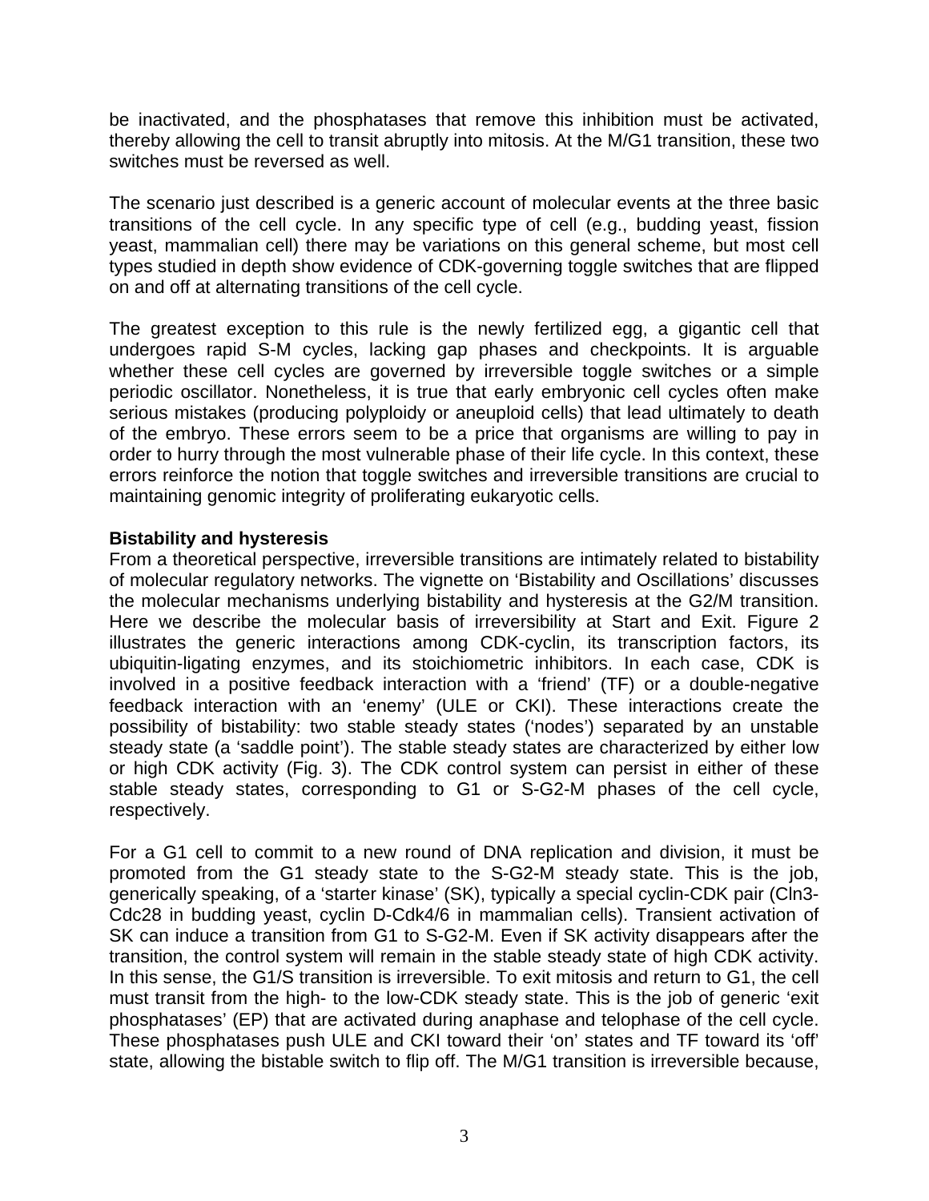be inactivated, and the phosphatases that remove this inhibition must be activated, thereby allowing the cell to transit abruptly into mitosis. At the M/G1 transition, these two switches must be reversed as well.

The scenario just described is a generic account of molecular events at the three basic transitions of the cell cycle. In any specific type of cell (e.g., budding yeast, fission yeast, mammalian cell) there may be variations on this general scheme, but most cell types studied in depth show evidence of CDK-governing toggle switches that are flipped on and off at alternating transitions of the cell cycle.

The greatest exception to this rule is the newly fertilized egg, a gigantic cell that undergoes rapid S-M cycles, lacking gap phases and checkpoints. It is arguable whether these cell cycles are governed by irreversible toggle switches or a simple periodic oscillator. Nonetheless, it is true that early embryonic cell cycles often make serious mistakes (producing polyploidy or aneuploid cells) that lead ultimately to death of the embryo. These errors seem to be a price that organisms are willing to pay in order to hurry through the most vulnerable phase of their life cycle. In this context, these errors reinforce the notion that toggle switches and irreversible transitions are crucial to maintaining genomic integrity of proliferating eukaryotic cells.

**Bistability and hysteresis**

From a theoretical perspective, irreversible transitions are intimately related to bistability of molecular regulatory networks. The vignette on 'Bistability and Oscillations' discusses the molecular mechanisms underlying bistability and hysteresis at the G2/M transition. Here we describe the molecular basis of irreversibility at Start and Exit. Figure 2 illustrates the generic interactions among CDK-cyclin, its transcription factors, its ubiquitin-ligating enzymes, and its stoichiometric inhibitors. In each case, CDK is involved in a positive feedback interaction with a 'friend' (TF) or a double-negative feedback interaction with an 'enemy' (ULE or CKI). These interactions create the possibility of bistability: two stable steady states ('nodes') separated by an unstable steady state (a 'saddle point'). The stable steady states are characterized by either low or high CDK activity (Fig. 3). The CDK control system can persist in either of these stable steady states, corresponding to G1 or S-G2-M phases of the cell cycle, respectively.

For a G1 cell to commit to a new round of DNA replication and division, it must be promoted from the G1 steady state to the S-G2-M steady state. This is the job, generically speaking, of a 'starter kinase' (SK), typically a special cyclin-CDK pair (Cln3-Cdc28 in budding yeast, cyclin D-Cdk4/6 in mammalian cells). Transient activation of SK can induce a transition from G1 to S-G2-M. Even if SK activity disappears after the transition, the control system will remain in the stable steady state of high CDK activity. In this sense, the G1/S transition is irreversible. To exit mitosis and return to G1, the cell must transit from the high- to the low-CDK steady state. This is the job of generic 'exit phosphatases' (EP) that are activated during anaphase and telophase of the cell cycle. These phosphatases push ULE and CKI toward their 'on' states and TF toward its 'off' state, allowing the bistable switch to flip off. The M/G1 transition is irreversible because,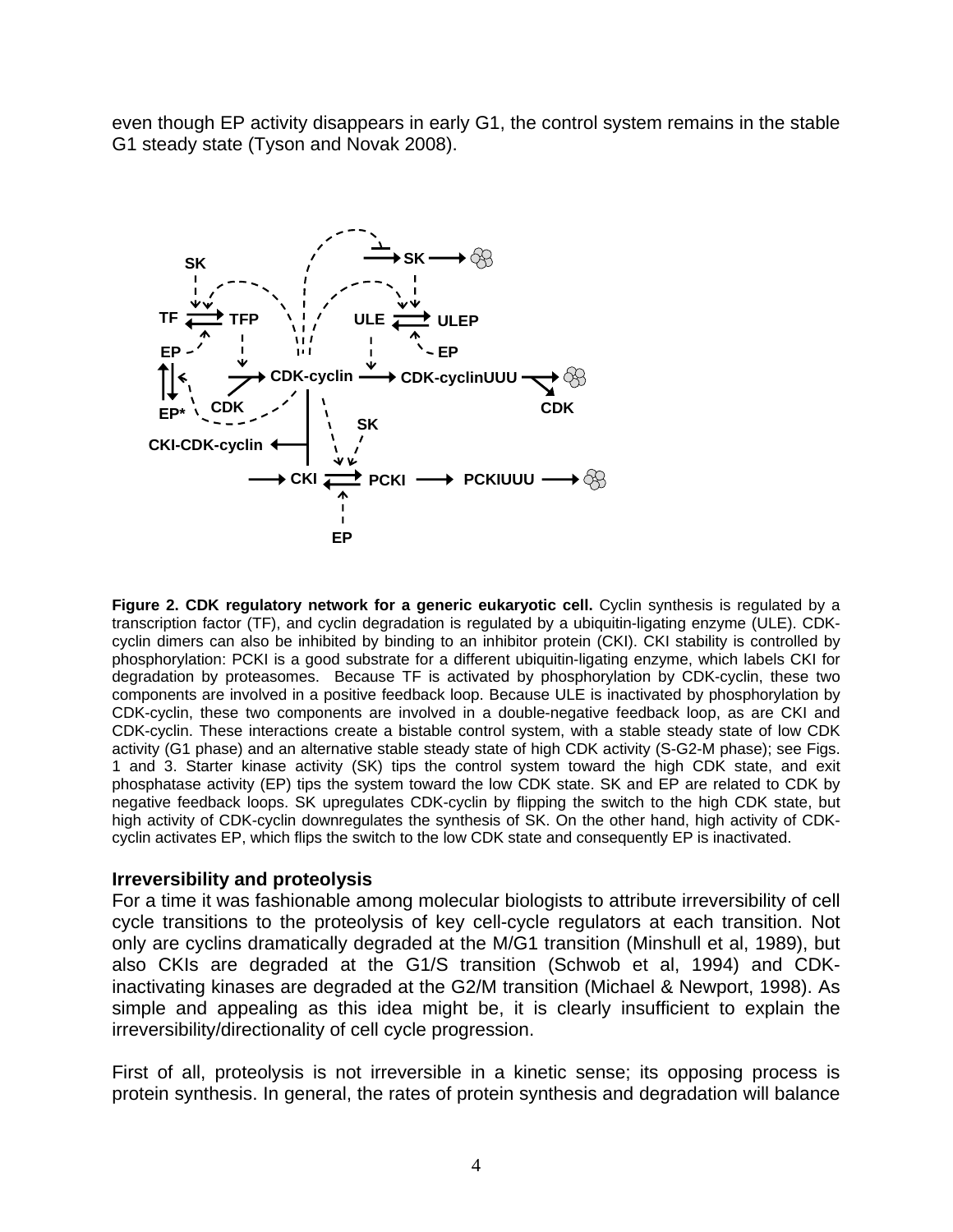even though EP activity disappears in early G1, the control system remains in the stable G1 steady state (Tyson and Novak 2008).

**Figure 2. CDK regulatory network for a generic eukaryotic cell.** Cyclin synthesis is regulated by a transcription factor (TF), and cyclin degradation is regulated by a ubiquitin-ligating enzyme (ULE). CDK-cyclin dimers can also be inhibited by binding to an inhibitor protein (CKI). CKI stability is controlled by phosphorylation: PCKI is a good substrate for a different ubiquitin-ligating enzyme, which labels CKI for degradation by proteasomes. Because TF is activated by phosphorylation by CDK-cyclin, these two components are involved in a positive feedback loop. Because ULE is inactivated by phosphorylation by CDK-cyclin, these two components are involved in a double-negative feedback loop, as are CKI and CDK-cyclin. These interactions create a bistable control system, with a stable steady state of low CDK activity (G1 phase) and an alternative stable steady state of high CDK activity (S-G2-M phase); see Figs. 1 and 3. Starter kinase activity (SK) tips the control system toward the high CDK state, and exit phosphatase activity (EP) tips the system toward the low CDK state. SK and EP are related to CDK by negative feedback loops. SK upregulates CDK-cyclin by flipping the switch to the high CDK state, but high activity of CDK-cyclin downregulates the synthesis of SK. On the other hand, high activity of CDK-cyclin activates EP, which flips the switch to the low CDK state and consequently EP is inactivated.

### Irreversibility and proteolysis

For a time it was fashionable among molecular biologists to attribute irreversibility of cell cycle transitions to the proteolysis of key cell-cycle regulators at each transition. Not only are cyclins dramatically degraded at the M/G1 transition (Minshull et al, 1989), but also CKIs are degraded at the G1/S transition (Schwob et al, 1994) and CDK-inactivating kinases are degraded at the G2/M transition (Michael & Newport, 1998). As simple and appealing as this idea might be, it is clearly insufficient to explain the irreversibility/directionality of cell cycle progression.

First of all, proteolysis is not irreversible in a kinetic sense; its opposing process is protein synthesis. In general, the rates of protein synthesis and degradation will balance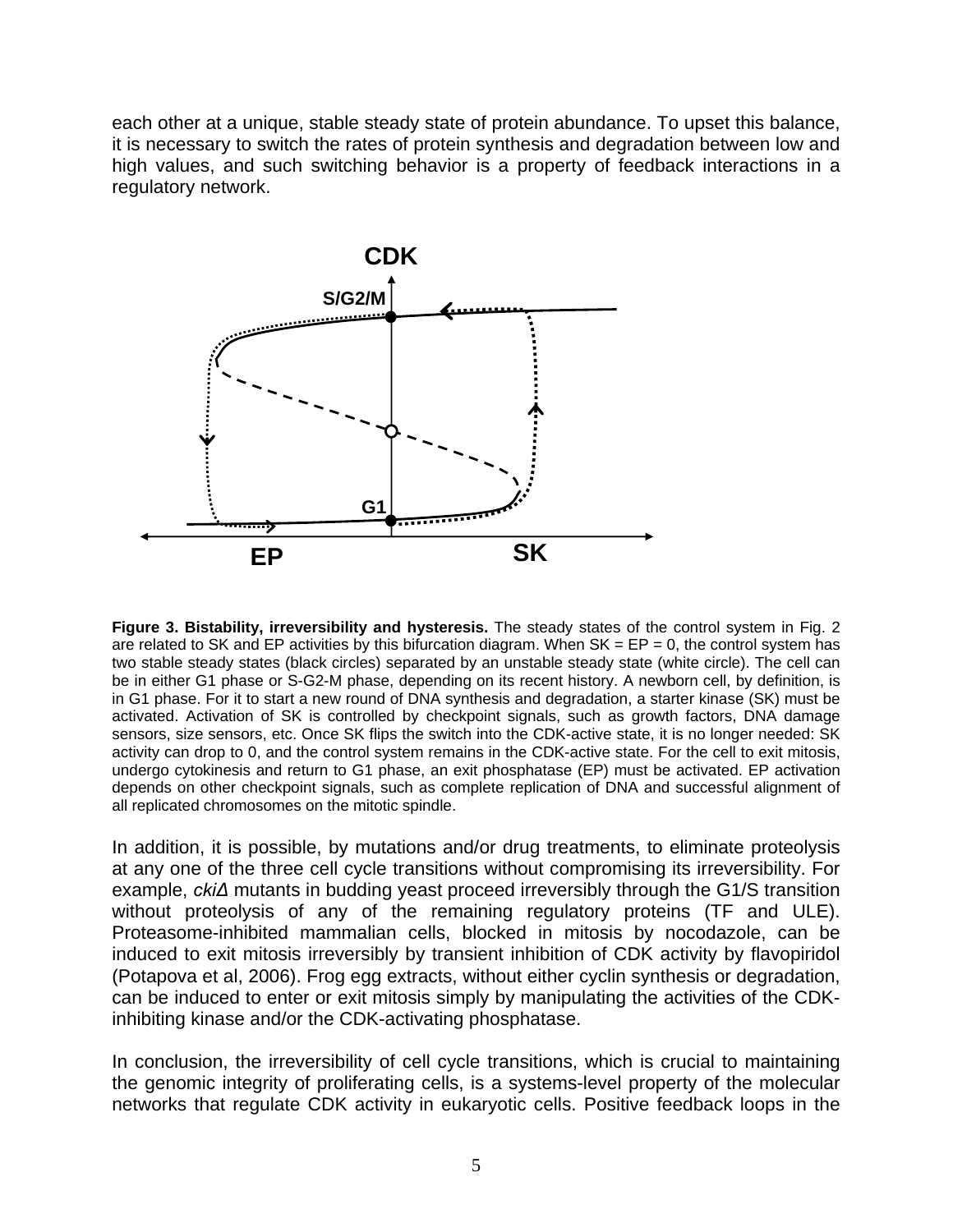each other at a unique, stable steady state of protein abundance. To upset this balance, it is necessary to switch the rates of protein synthesis and degradation between low and high values, and such switching behavior is a property of feedback interactions in a regulatory network.

**Figure 3. Bistability, irreversibility and hysteresis.** The steady states of the control system in Fig. 2 are related to SK and EP activities by this bifurcation diagram. When SK = EP = 0, the control system has two stable steady states (black circles) separated by an unstable steady state (white circle). The cell can be in either G1 phase or S-G2-M phase, depending on its recent history. A newborn cell, by definition, is in G1 phase. For it to start a new round of DNA synthesis and degradation, a starter kinase (SK) must be activated. Activation of SK is controlled by checkpoint signals, such as growth factors, DNA damage sensors, size sensors, etc. Once SK flips the switch into the CDK-active state, it is no longer needed: SK activity can drop to 0, and the control system remains in the CDK-active state. For the cell to exit mitosis, undergo cytokinesis and return to G1 phase, an exit phosphatase (EP) must be activated. EP activation depends on other checkpoint signals, such as complete replication of DNA and successful alignment of all replicated chromosomes on the mitotic spindle.

In addition, it is possible, by mutations and/or drug treatments, to eliminate proteolysis at any one of the three cell cycle transitions without compromising its irreversibility. For example, *ckiΔ* mutants in budding yeast proceed irreversibly through the G1/S transition without proteolysis of any of the remaining regulatory proteins (TF and ULE). Proteasome-inhibited mammalian cells, blocked in mitosis by nocodazole, can be induced to exit mitosis irreversibly by transient inhibition of CDK activity by flavopiridol (Potapova et al, 2006). Frog egg extracts, without either cyclin synthesis or degradation, can be induced to enter or exit mitosis simply by manipulating the activities of the CDK-inhibiting kinase and/or the CDK-activating phosphatase.

In conclusion, the irreversibility of cell cycle transitions, which is crucial to maintaining the genomic integrity of proliferating cells, is a systems-level property of the molecular networks that regulate CDK activity in eukaryotic cells. Positive feedback loops in the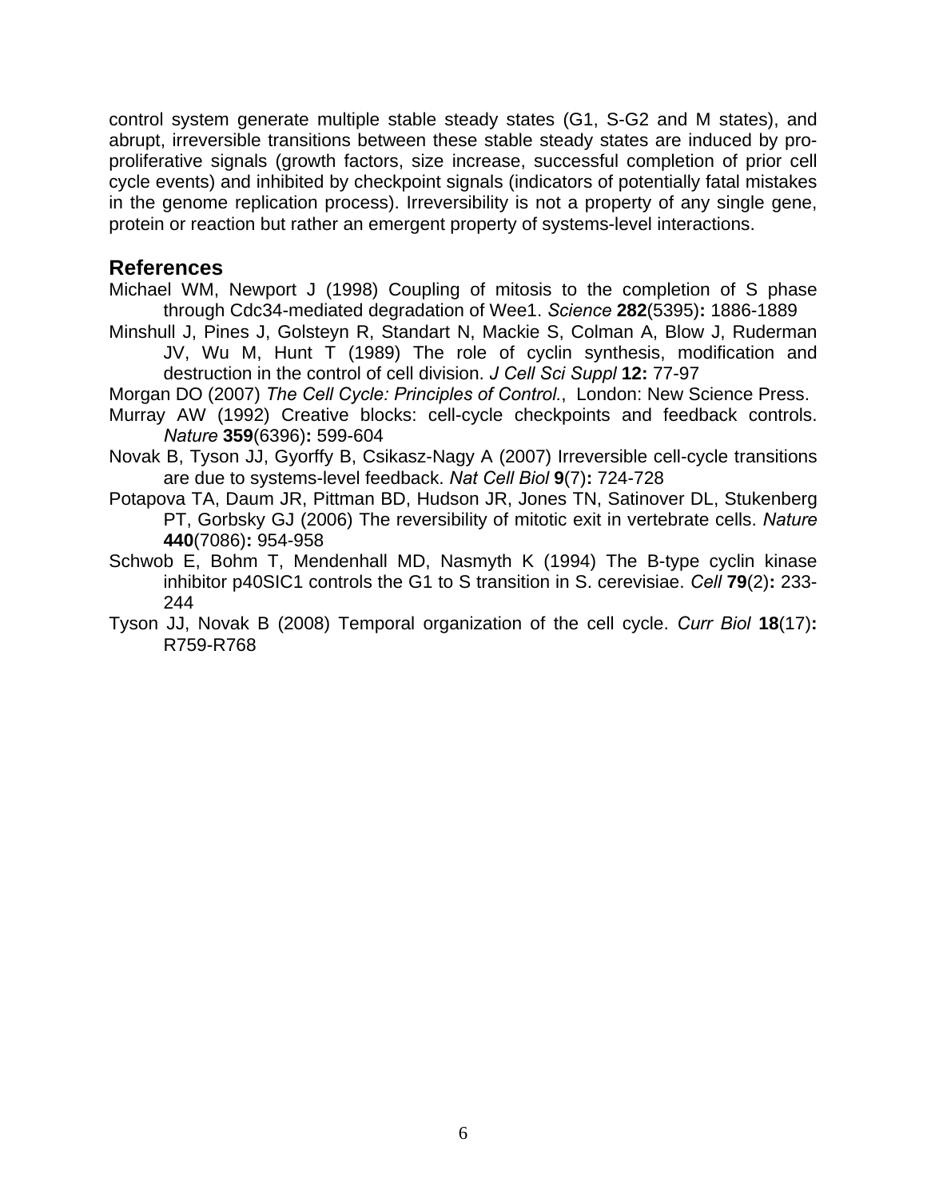control system generate multiple stable steady states (G1, S-G2 and M states), and abrupt, irreversible transitions between these stable steady states are induced by pro-proliferative signals (growth factors, size increase, successful completion of prior cell cycle events) and inhibited by checkpoint signals (indicators of potentially fatal mistakes in the genome replication process). Irreversibility is not a property of any single gene, protein or reaction but rather an emergent property of systems-level interactions.

## References

Michael WM, Newport J (1998) Coupling of mitosis to the completion of S phase through Cdc34-mediated degradation of Wee1. *Science* **282**(5395)**:** 1886-1889

Minshull J, Pines J, Golsteyn R, Standart N, Mackie S, Colman A, Blow J, Ruderman JV, Wu M, Hunt T (1989) The role of cyclin synthesis, modification and destruction in the control of cell division. *J Cell Sci Suppl* **12:** 77-97

Morgan DO (2007) *The Cell Cycle: Principles of Control.*, London: New Science Press.

Murray AW (1992) Creative blocks: cell-cycle checkpoints and feedback controls. *Nature* **359**(6396)**:** 599-604

Novak B, Tyson JJ, Gyorffy B, Csikasz-Nagy A (2007) Irreversible cell-cycle transitions are due to systems-level feedback. *Nat Cell Biol* **9**(7)**:** 724-728

Potapova TA, Daum JR, Pittman BD, Hudson JR, Jones TN, Satinover DL, Stukenberg PT, Gorbsky GJ (2006) The reversibility of mitotic exit in vertebrate cells. *Nature* **440**(7086)**:** 954-958

Schwob E, Bohm T, Mendenhall MD, Nasmyth K (1994) The B-type cyclin kinase inhibitor p40SIC1 controls the G1 to S transition in S. cerevisiae. *Cell* **79**(2)**:** 233-244

Tyson JJ, Novak B (2008) Temporal organization of the cell cycle. *Curr Biol* **18**(17)**:** R759-R768